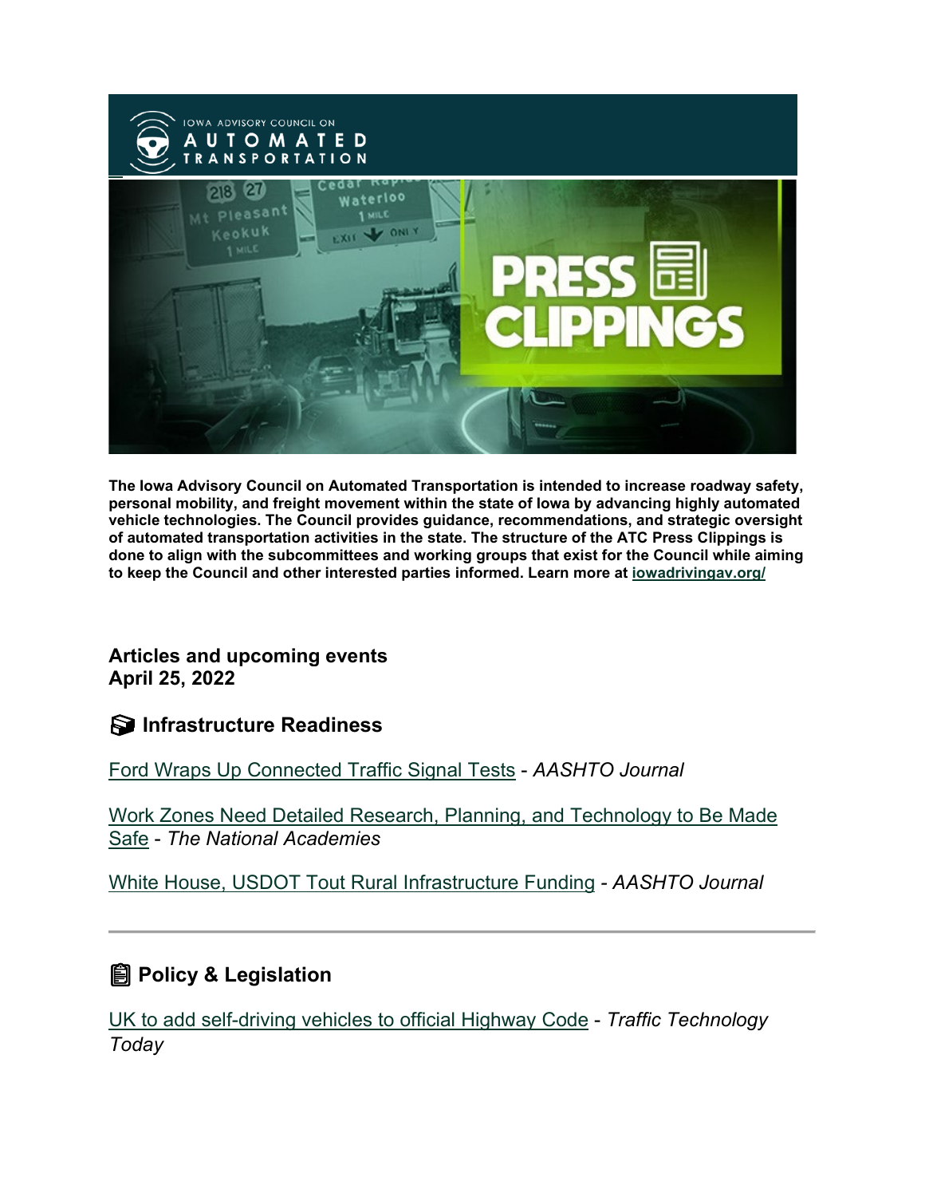**The Iowa Advisory Council on Automated Transportation is intended to increase roadway safety, personal mobility, and freight movement within the state of Iowa by advancing highly automated vehicle technologies. The Council provides guidance, recommendations, and strategic oversight of automated transportation activities in the state. The structure of the ATC Press Clippings is done to align with the subcommittees and working groups that exist for the Council while aiming to keep the Council and other interested parties informed. Learn more at iowadrivingav.org/**

**Articles and upcoming events**
**April 25, 2022**

## Infrastructure Readiness

Ford Wraps Up Connected Traffic Signal Tests - *AASHTO Journal*

Work Zones Need Detailed Research, Planning, and Technology to Be Made Safe - *The National Academies*

White House, USDOT Tout Rural Infrastructure Funding - *AASHTO Journal*

---

## Policy & Legislation

UK to add self-driving vehicles to official Highway Code - *Traffic Technology Today*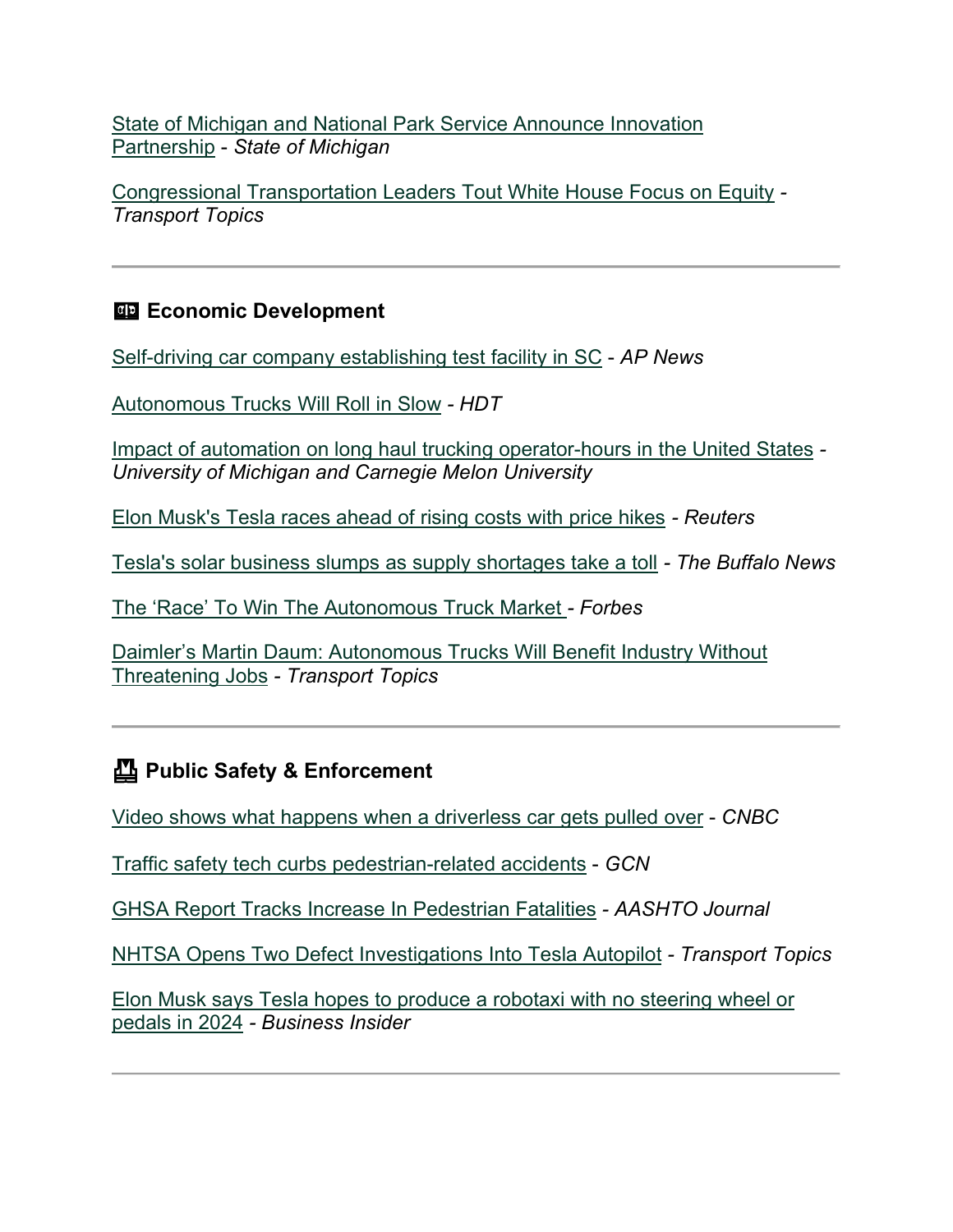State of Michigan and National Park Service Announce Innovation Partnership - *State of Michigan*

Congressional Transportation Leaders Tout White House Focus on Equity - *Transport Topics*

---

## Economic Development

Self-driving car company establishing test facility in SC - *AP News*

Autonomous Trucks Will Roll in Slow - *HDT*

Impact of automation on long haul trucking operator-hours in the United States - *University of Michigan and Carnegie Melon University*

Elon Musk's Tesla races ahead of rising costs with price hikes - *Reuters*

Tesla's solar business slumps as supply shortages take a toll - *The Buffalo News*

The 'Race' To Win The Autonomous Truck Market - *Forbes*

Daimler's Martin Daum: Autonomous Trucks Will Benefit Industry Without Threatening Jobs - *Transport Topics*

---

## Public Safety & Enforcement

Video shows what happens when a driverless car gets pulled over - *CNBC*

Traffic safety tech curbs pedestrian-related accidents - *GCN*

GHSA Report Tracks Increase In Pedestrian Fatalities - *AASHTO Journal*

NHTSA Opens Two Defect Investigations Into Tesla Autopilot - *Transport Topics*

Elon Musk says Tesla hopes to produce a robotaxi with no steering wheel or pedals in 2024 - *Business Insider*

---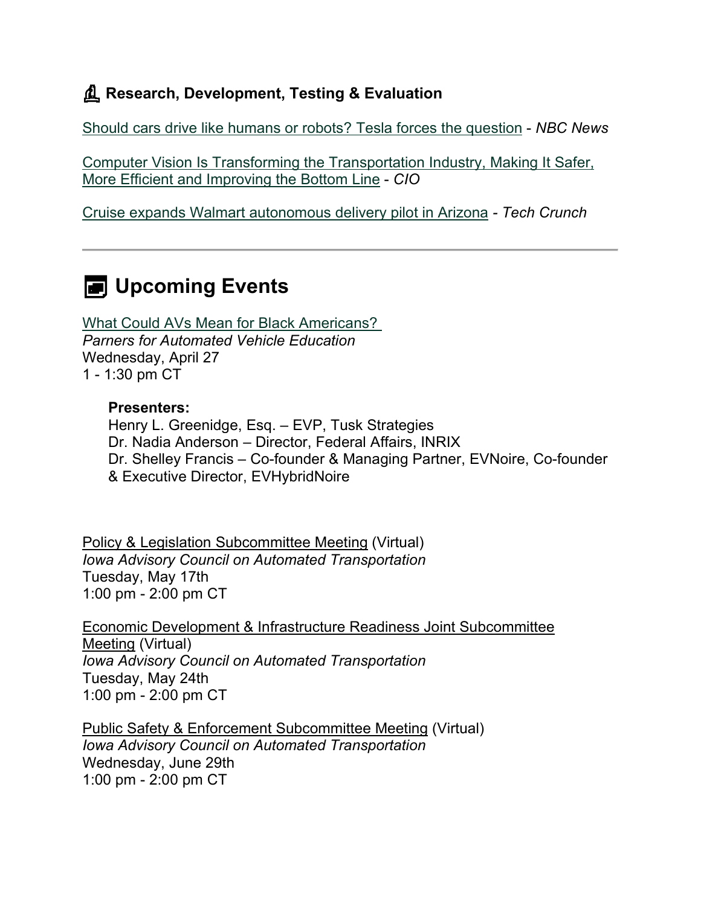### Research, Development, Testing & Evaluation

Should cars drive like humans or robots? Tesla forces the question - *NBC News*

Computer Vision Is Transforming the Transportation Industry, Making It Safer, More Efficient and Improving the Bottom Line - *CIO*

Cruise expands Walmart autonomous delivery pilot in Arizona - *Tech Crunch*

---

## Upcoming Events

What Could AVs Mean for Black Americans?
*Parners for Automated Vehicle Education*
Wednesday, April 27
1 - 1:30 pm CT

> **Presenters:**
> Henry L. Greenidge, Esq. – EVP, Tusk Strategies
> Dr. Nadia Anderson – Director, Federal Affairs, INRIX
> Dr. Shelley Francis – Co-founder & Managing Partner, EVNoire, Co-founder & Executive Director, EVHybridNoire

Policy & Legislation Subcommittee Meeting (Virtual)
*Iowa Advisory Council on Automated Transportation*
Tuesday, May 17th
1:00 pm - 2:00 pm CT

Economic Development & Infrastructure Readiness Joint Subcommittee Meeting (Virtual)
*Iowa Advisory Council on Automated Transportation*
Tuesday, May 24th
1:00 pm - 2:00 pm CT

Public Safety & Enforcement Subcommittee Meeting (Virtual)
*Iowa Advisory Council on Automated Transportation*
Wednesday, June 29th
1:00 pm - 2:00 pm CT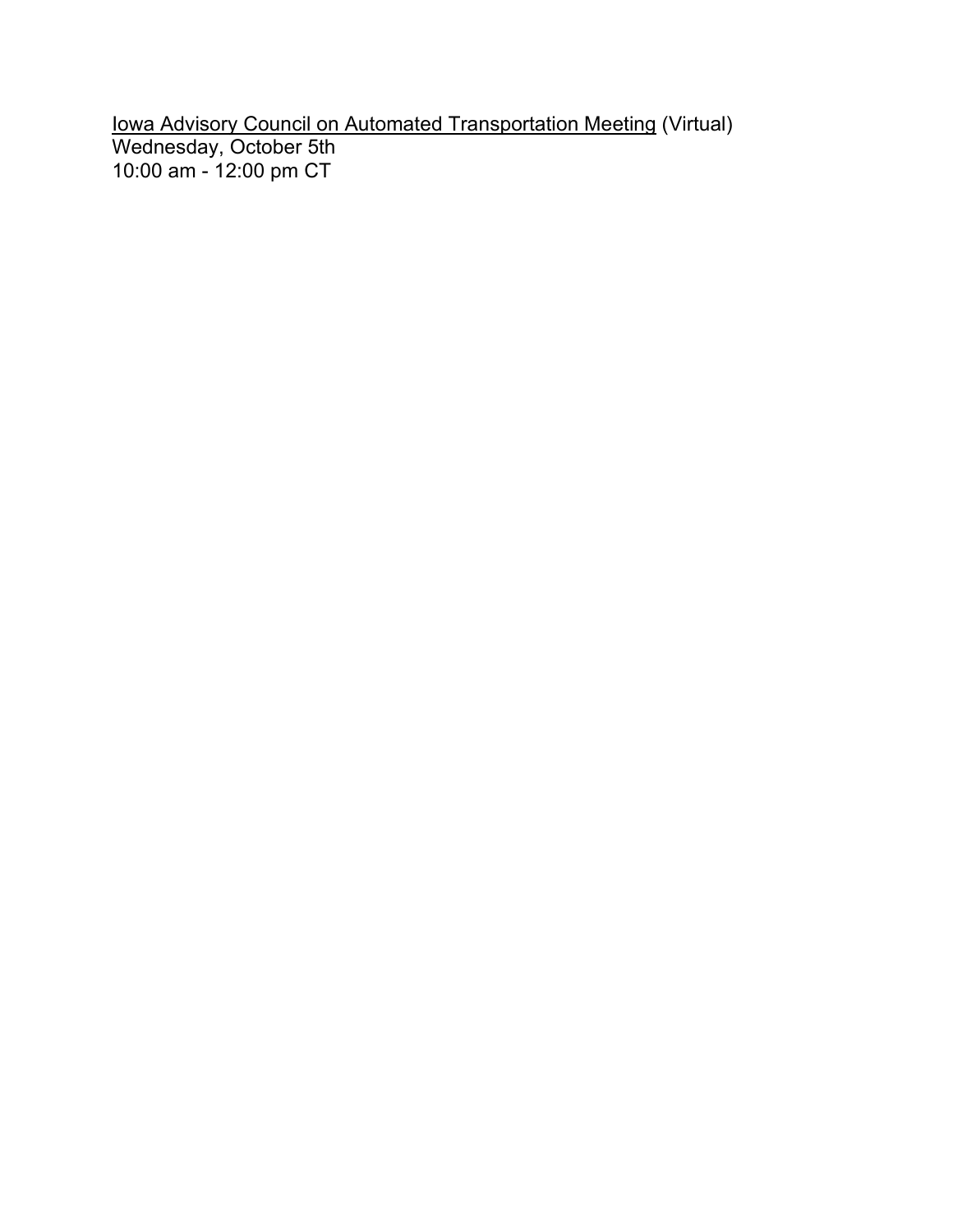Iowa Advisory Council on Automated Transportation Meeting (Virtual)
Wednesday, October 5th
10:00 am - 12:00 pm CT